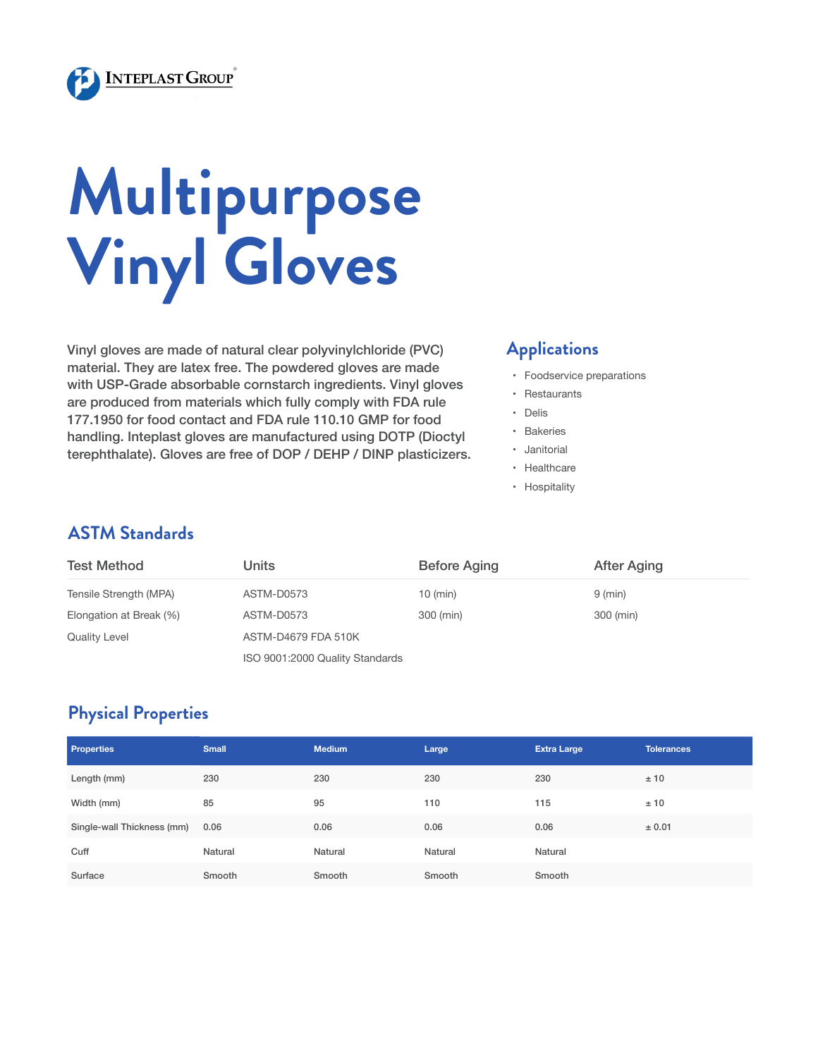Inteplast Group

# Multipurpose Vinyl Gloves

Vinyl gloves are made of natural clear polyvinylchloride (PVC) material. They are latex free. The powdered gloves are made with USP-Grade absorbable cornstarch ingredients. Vinyl gloves are produced from materials which fully comply with FDA rule 177.1950 for food contact and FDA rule 110.10 GMP for food handling. Inteplast gloves are manufactured using DOTP (Dioctyl terephthalate). Gloves are free of DOP / DEHP / DINP plasticizers.

## Applications

- Foodservice preparations
- Restaurants
- Delis
- Bakeries
- Janitorial
- Healthcare
- Hospitality

## ASTM Standards

| Test Method | Units | Before Aging | After Aging |
|---|---|---|---|
| Tensile Strength (MPA) | ASTM-D0573 | 10 (min) | 9 (min) |
| Elongation at Break (%) | ASTM-D0573 | 300 (min) | 300 (min) |
| Quality Level | ASTM-D4679 FDA 510K | | |
| | ISO 9001:2000 Quality Standards | | |

## Physical Properties

| Properties | Small | Medium | Large | Extra Large | Tolerances |
|---|---|---|---|---|---|
| Length (mm) | 230 | 230 | 230 | 230 | ± 10 |
| Width (mm) | 85 | 95 | 110 | 115 | ± 10 |
| Single-wall Thickness (mm) | 0.06 | 0.06 | 0.06 | 0.06 | ± 0.01 |
| Cuff | Natural | Natural | Natural | Natural | |
| Surface | Smooth | Smooth | Smooth | Smooth | |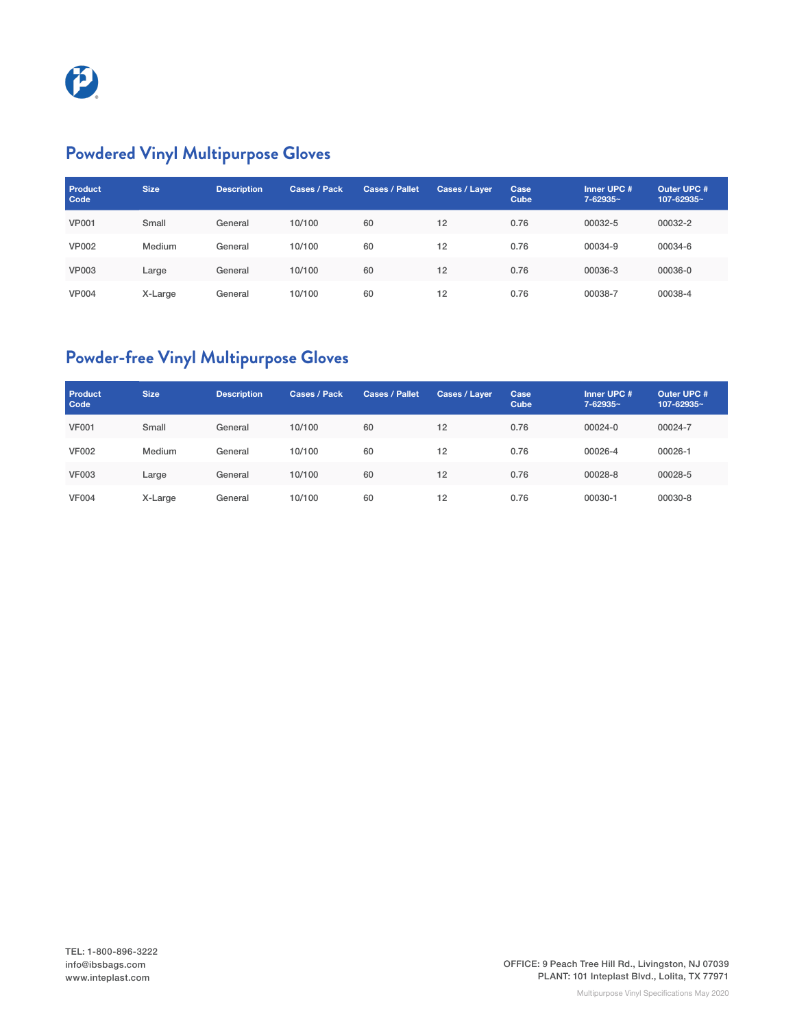## Powdered Vinyl Multipurpose Gloves

| Product Code | Size | Description | Cases / Pack | Cases / Pallet | Cases / Layer | Case Cube | Inner UPC # 7-62935~ | Outer UPC # 107-62935~ |
|---|---|---|---|---|---|---|---|---|
| VP001 | Small | General | 10/100 | 60 | 12 | 0.76 | 00032-5 | 00032-2 |
| VP002 | Medium | General | 10/100 | 60 | 12 | 0.76 | 00034-9 | 00034-6 |
| VP003 | Large | General | 10/100 | 60 | 12 | 0.76 | 00036-3 | 00036-0 |
| VP004 | X-Large | General | 10/100 | 60 | 12 | 0.76 | 00038-7 | 00038-4 |

## Powder-free Vinyl Multipurpose Gloves

| Product Code | Size | Description | Cases / Pack | Cases / Pallet | Cases / Layer | Case Cube | Inner UPC # 7-62935~ | Outer UPC # 107-62935~ |
|---|---|---|---|---|---|---|---|---|
| VF001 | Small | General | 10/100 | 60 | 12 | 0.76 | 00024-0 | 00024-7 |
| VF002 | Medium | General | 10/100 | 60 | 12 | 0.76 | 00026-4 | 00026-1 |
| VF003 | Large | General | 10/100 | 60 | 12 | 0.76 | 00028-8 | 00028-5 |
| VF004 | X-Large | General | 10/100 | 60 | 12 | 0.76 | 00030-1 | 00030-8 |

TEL: 1-800-896-3222
info@ibsbags.com
www.inteplast.com

OFFICE: 9 Peach Tree Hill Rd., Livingston, NJ 07039
PLANT: 101 Inteplast Blvd., Lolita, TX 77971

Multipurpose Vinyl Specifications May 2020